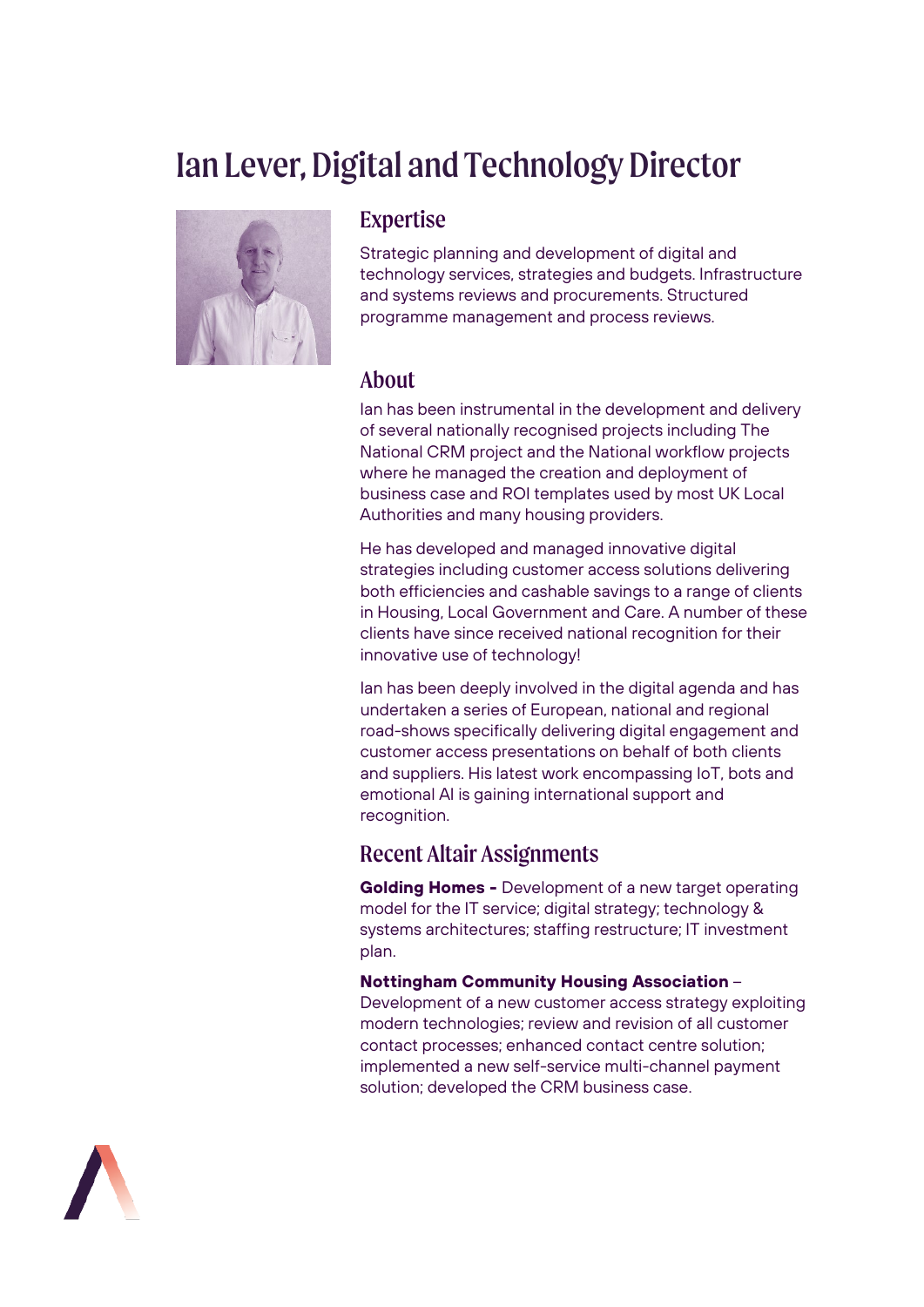# Ian Lever, Digital and Technology Director

## Expertise

Strategic planning and development of digital and technology services, strategies and budgets. Infrastructure and systems reviews and procurements. Structured programme management and process reviews.

## About

Ian has been instrumental in the development and delivery of several nationally recognised projects including The National CRM project and the National workflow projects where he managed the creation and deployment of business case and ROI templates used by most UK Local Authorities and many housing providers.

He has developed and managed innovative digital strategies including customer access solutions delivering both efficiencies and cashable savings to a range of clients in Housing, Local Government and Care. A number of these clients have since received national recognition for their innovative use of technology!

Ian has been deeply involved in the digital agenda and has undertaken a series of European, national and regional road-shows specifically delivering digital engagement and customer access presentations on behalf of both clients and suppliers. His latest work encompassing IoT, bots and emotional AI is gaining international support and recognition.

## Recent Altair Assignments

**Golding Homes -** Development of a new target operating model for the IT service; digital strategy; technology & systems architectures; staffing restructure; IT investment plan.

**Nottingham Community Housing Association** – Development of a new customer access strategy exploiting modern technologies; review and revision of all customer contact processes; enhanced contact centre solution; implemented a new self-service multi-channel payment solution; developed the CRM business case.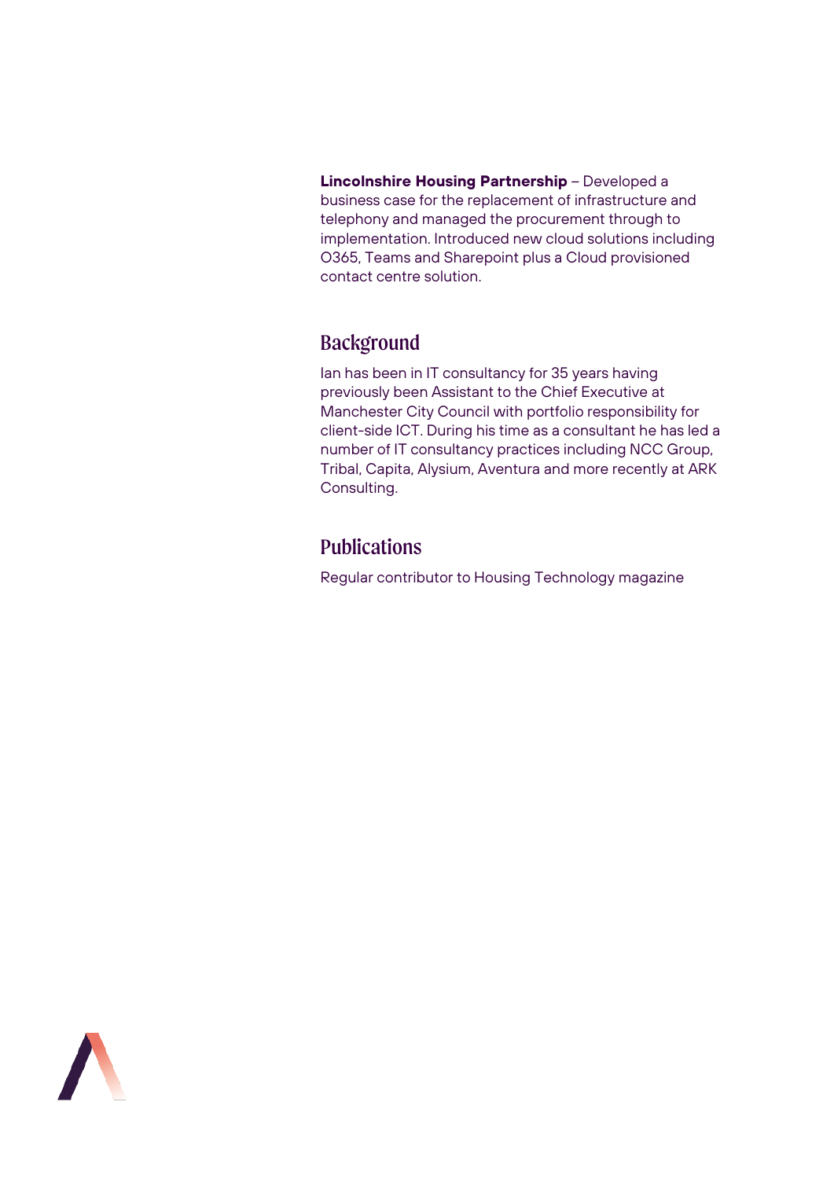**Lincolnshire Housing Partnership** – Developed a business case for the replacement of infrastructure and telephony and managed the procurement through to implementation. Introduced new cloud solutions including O365, Teams and Sharepoint plus a Cloud provisioned contact centre solution.

## Background

Ian has been in IT consultancy for 35 years having previously been Assistant to the Chief Executive at Manchester City Council with portfolio responsibility for client-side ICT. During his time as a consultant he has led a number of IT consultancy practices including NCC Group, Tribal, Capita, Alysium, Aventura and more recently at ARK Consulting.

## Publications

Regular contributor to Housing Technology magazine